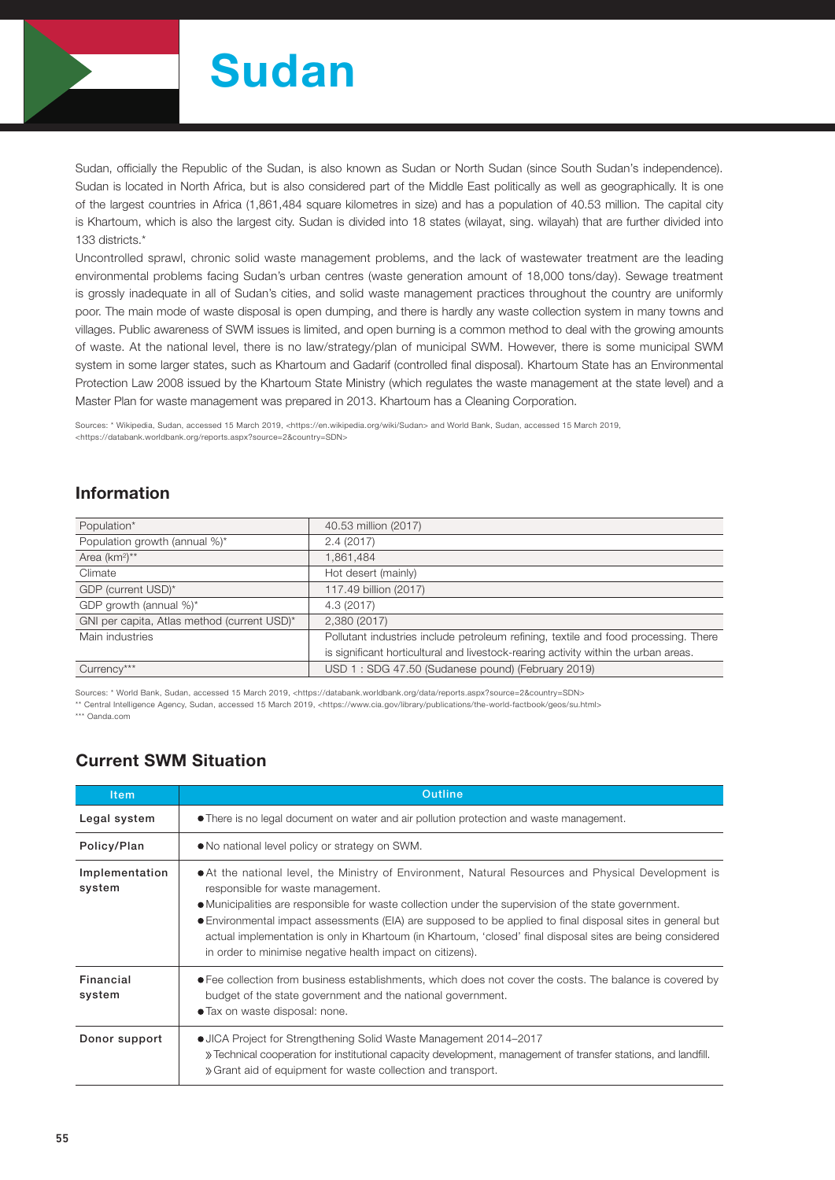# Sudan

Sudan, officially the Republic of the Sudan, is also known as Sudan or North Sudan (since South Sudan's independence). Sudan is located in North Africa, but is also considered part of the Middle East politically as well as geographically. It is one of the largest countries in Africa (1,861,484 square kilometres in size) and has a population of 40.53 million. The capital city is Khartoum, which is also the largest city. Sudan is divided into 18 states (wilayat, sing. wilayah) that are further divided into 133 districts.*

Uncontrolled sprawl, chronic solid waste management problems, and the lack of wastewater treatment are the leading environmental problems facing Sudan's urban centres (waste generation amount of 18,000 tons/day). Sewage treatment is grossly inadequate in all of Sudan's cities, and solid waste management practices throughout the country are uniformly poor. The main mode of waste disposal is open dumping, and there is hardly any waste collection system in many towns and villages. Public awareness of SWM issues is limited, and open burning is a common method to deal with the growing amounts of waste. At the national level, there is no law/strategy/plan of municipal SWM. However, there is some municipal SWM system in some larger states, such as Khartoum and Gadarif (controlled final disposal). Khartoum State has an Environmental Protection Law 2008 issued by the Khartoum State Ministry (which regulates the waste management at the state level) and a Master Plan for waste management was prepared in 2013. Khartoum has a Cleaning Corporation.

Sources: * Wikipedia, Sudan, accessed 15 March 2019, <https://en.wikipedia.org/wiki/Sudan> and World Bank, Sudan, accessed 15 March 2019, <https://databank.worldbank.org/reports.aspx?source=2&country=SDN>

## Information

| | |
|---|---|
| Population* | 40.53 million (2017) |
| Population growth (annual %)* | 2.4 (2017) |
| Area (km²)** | 1,861,484 |
| Climate | Hot desert (mainly) |
| GDP (current USD)* | 117.49 billion (2017) |
| GDP growth (annual %)* | 4.3 (2017) |
| GNI per capita, Atlas method (current USD)* | 2,380 (2017) |
| Main industries | Pollutant industries include petroleum refining, textile and food processing. There is significant horticultural and livestock-rearing activity within the urban areas. |
| Currency*** | USD 1 : SDG 47.50 (Sudanese pound) (February 2019) |

Sources: * World Bank, Sudan, accessed 15 March 2019, <https://databank.worldbank.org/data/reports.aspx?source=2&country=SDN>
** Central Intelligence Agency, Sudan, accessed 15 March 2019, <https://www.cia.gov/library/publications/the-world-factbook/geos/su.html>
*** Oanda.com

## Current SWM Situation

| Item | Outline |
|---|---|
| **Legal system** | ● There is no legal document on water and air pollution protection and waste management. |
| **Policy/Plan** | ● No national level policy or strategy on SWM. |
| **Implementation system** | ● At the national level, the Ministry of Environment, Natural Resources and Physical Development is responsible for waste management.<br>● Municipalities are responsible for waste collection under the supervision of the state government.<br>● Environmental impact assessments (EIA) are supposed to be applied to final disposal sites in general but actual implementation is only in Khartoum (in Khartoum, 'closed' final disposal sites are being considered in order to minimise negative health impact on citizens). |
| **Financial system** | ● Fee collection from business establishments, which does not cover the costs. The balance is covered by budget of the state government and the national government.<br>● Tax on waste disposal: none. |
| **Donor support** | ● JICA Project for Strengthening Solid Waste Management 2014–2017<br>» Technical cooperation for institutional capacity development, management of transfer stations, and landfill.<br>» Grant aid of equipment for waste collection and transport. |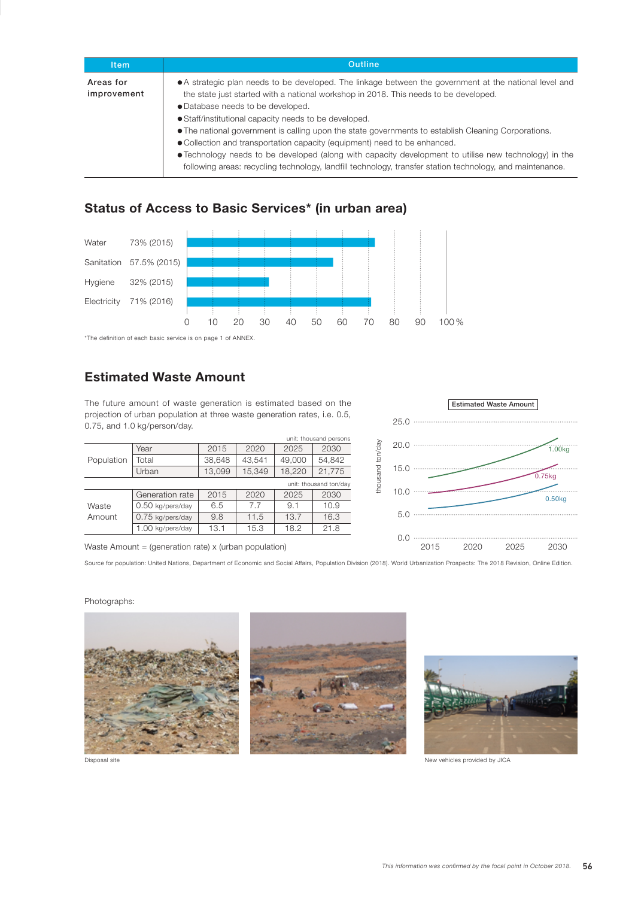| Item | Outline |
|---|---|
| Areas for improvement | ● A strategic plan needs to be developed. The linkage between the government at the national level and the state just started with a national workshop in 2018. This needs to be developed.<br>● Database needs to be developed.<br>● Staff/institutional capacity needs to be developed.<br>● The national government is calling upon the state governments to establish Cleaning Corporations.<br>● Collection and transportation capacity (equipment) need to be enhanced.<br>● Technology needs to be developed (along with capacity development to utilise new technology) in the following areas: recycling technology, landfill technology, transfer station technology, and maintenance. |

## Status of Access to Basic Services* (in urban area)

Water 73% (2015)
Sanitation 57.5% (2015)
Hygiene 32% (2015)
Electricity 71% (2016)

0 10 20 30 40 50 60 70 80 90 100%

*The definition of each basic service is on page 1 of ANNEX.

## Estimated Waste Amount

The future amount of waste generation is estimated based on the projection of urban population at three waste generation rates, i.e. 0.5, 0.75, and 1.0 kg/person/day.

unit: thousand persons

| | Year | 2015 | 2020 | 2025 | 2030 |
|---|---|---|---|---|---|
| Population | Total | 38,648 | 43,541 | 49,000 | 54,842 |
| | Urban | 13,099 | 15,349 | 18,220 | 21,775 |

unit: thousand ton/day

| | Generation rate | 2015 | 2020 | 2025 | 2030 |
|---|---|---|---|---|---|
| Waste Amount | 0.50 kg/pers/day | 6.5 | 7.7 | 9.1 | 10.9 |
| | 0.75 kg/pers/day | 9.8 | 11.5 | 13.7 | 16.3 |
| | 1.00 kg/pers/day | 13.1 | 15.3 | 18.2 | 21.8 |

Waste Amount = (generation rate) x (urban population)

Estimated Waste Amount

thousand ton/day

25.0
20.0
15.0
10.0
5.0
0.0

2015 2020 2025 2030

1.00kg
0.75kg
0.50kg

Source for population: United Nations, Department of Economic and Social Affairs, Population Division (2018). World Urbanization Prospects: The 2018 Revision, Online Edition.

Photographs:

Disposal site

New vehicles provided by JICA

*This information was confirmed by the focal point in October 2018.*